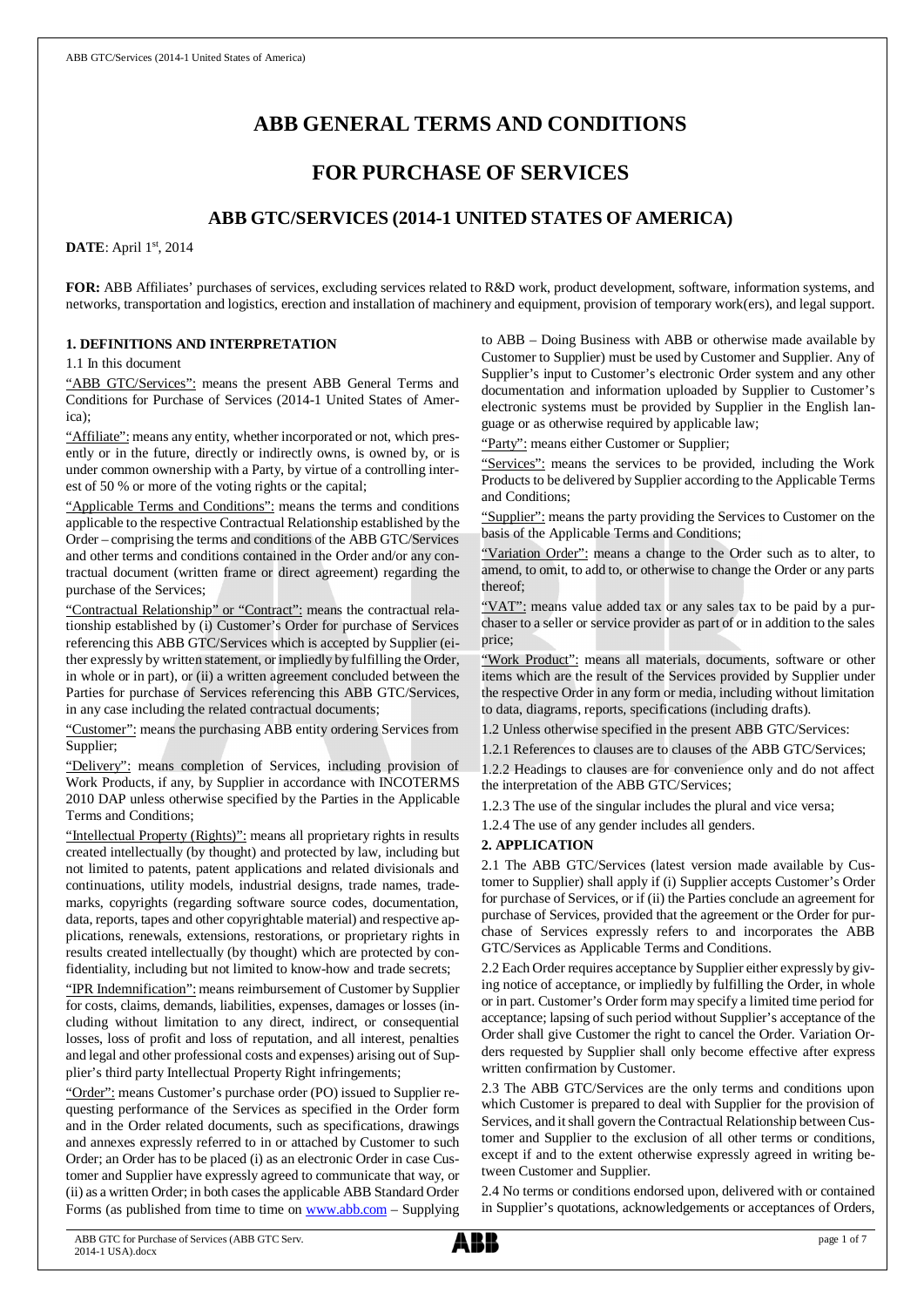# ABB GENERAL TERMS AND CONDITIONS

# FOR PURCHASE OF SERVICES

## ABB GTC/SERVICES (2014-1 UNITED STATES OF AMERICA)

**DATE**: April 1st, 2014

**FOR:** ABB Affiliates' purchases of services, excluding services related to R&D work, product development, software, information systems, and networks, transportation and logistics, erection and installation of machinery and equipment, provision of temporary work(ers), and legal support.

### 1. DEFINITIONS AND INTERPRETATION

1.1 In this document

"ABB GTC/Services": means the present ABB General Terms and Conditions for Purchase of Services (2014-1 United States of America);

"Affiliate": means any entity, whether incorporated or not, which presently or in the future, directly or indirectly owns, is owned by, or is under common ownership with a Party, by virtue of a controlling interest of 50 % or more of the voting rights or the capital;

"Applicable Terms and Conditions": means the terms and conditions applicable to the respective Contractual Relationship established by the Order – comprising the terms and conditions of the ABB GTC/Services and other terms and conditions contained in the Order and/or any contractual document (written frame or direct agreement) regarding the purchase of the Services;

"Contractual Relationship" or "Contract": means the contractual relationship established by (i) Customer's Order for purchase of Services referencing this ABB GTC/Services which is accepted by Supplier (either expressly by written statement, or impliedly by fulfilling the Order, in whole or in part), or (ii) a written agreement concluded between the Parties for purchase of Services referencing this ABB GTC/Services, in any case including the related contractual documents;

"Customer": means the purchasing ABB entity ordering Services from Supplier;

"Delivery": means completion of Services, including provision of Work Products, if any, by Supplier in accordance with INCOTERMS 2010 DAP unless otherwise specified by the Parties in the Applicable Terms and Conditions;

"Intellectual Property (Rights)": means all proprietary rights in results created intellectually (by thought) and protected by law, including but not limited to patents, patent applications and related divisionals and continuations, utility models, industrial designs, trade names, trademarks, copyrights (regarding software source codes, documentation, data, reports, tapes and other copyrightable material) and respective applications, renewals, extensions, restorations, or proprietary rights in results created intellectually (by thought) which are protected by confidentiality, including but not limited to know-how and trade secrets;

"IPR Indemnification": means reimbursement of Customer by Supplier for costs, claims, demands, liabilities, expenses, damages or losses (including without limitation to any direct, indirect, or consequential losses, loss of profit and loss of reputation, and all interest, penalties and legal and other professional costs and expenses) arising out of Supplier's third party Intellectual Property Right infringements;

"Order": means Customer's purchase order (PO) issued to Supplier requesting performance of the Services as specified in the Order form and in the Order related documents, such as specifications, drawings and annexes expressly referred to in or attached by Customer to such Order; an Order has to be placed (i) as an electronic Order in case Customer and Supplier have expressly agreed to communicate that way, or (ii) as a written Order; in both cases the applicable ABB Standard Order Forms (as published from time to time on www.abb.com – Supplying to ABB – Doing Business with ABB or otherwise made available by Customer to Supplier) must be used by Customer and Supplier. Any of Supplier's input to Customer's electronic Order system and any other documentation and information uploaded by Supplier to Customer's electronic systems must be provided by Supplier in the English language or as otherwise required by applicable law;

"Party": means either Customer or Supplier;

"Services": means the services to be provided, including the Work Products to be delivered by Supplier according to the Applicable Terms and Conditions;

"Supplier": means the party providing the Services to Customer on the basis of the Applicable Terms and Conditions;

"Variation Order": means a change to the Order such as to alter, to amend, to omit, to add to, or otherwise to change the Order or any parts thereof;

"VAT": means value added tax or any sales tax to be paid by a purchaser to a seller or service provider as part of or in addition to the sales price;

"Work Product": means all materials, documents, software or other items which are the result of the Services provided by Supplier under the respective Order in any form or media, including without limitation to data, diagrams, reports, specifications (including drafts).

1.2 Unless otherwise specified in the present ABB GTC/Services:

1.2.1 References to clauses are to clauses of the ABB GTC/Services;

1.2.2 Headings to clauses are for convenience only and do not affect the interpretation of the ABB GTC/Services;

1.2.3 The use of the singular includes the plural and vice versa;

1.2.4 The use of any gender includes all genders.

### 2. APPLICATION

2.1 The ABB GTC/Services (latest version made available by Customer to Supplier) shall apply if (i) Supplier accepts Customer's Order for purchase of Services, or if (ii) the Parties conclude an agreement for purchase of Services, provided that the agreement or the Order for purchase of Services expressly refers to and incorporates the ABB GTC/Services as Applicable Terms and Conditions.

2.2 Each Order requires acceptance by Supplier either expressly by giving notice of acceptance, or impliedly by fulfilling the Order, in whole or in part. Customer's Order form may specify a limited time period for acceptance; lapsing of such period without Supplier's acceptance of the Order shall give Customer the right to cancel the Order. Variation Orders requested by Supplier shall only become effective after express written confirmation by Customer.

2.3 The ABB GTC/Services are the only terms and conditions upon which Customer is prepared to deal with Supplier for the provision of Services, and it shall govern the Contractual Relationship between Customer and Supplier to the exclusion of all other terms or conditions, except if and to the extent otherwise expressly agreed in writing between Customer and Supplier.

2.4 No terms or conditions endorsed upon, delivered with or contained in Supplier's quotations, acknowledgements or acceptances of Orders,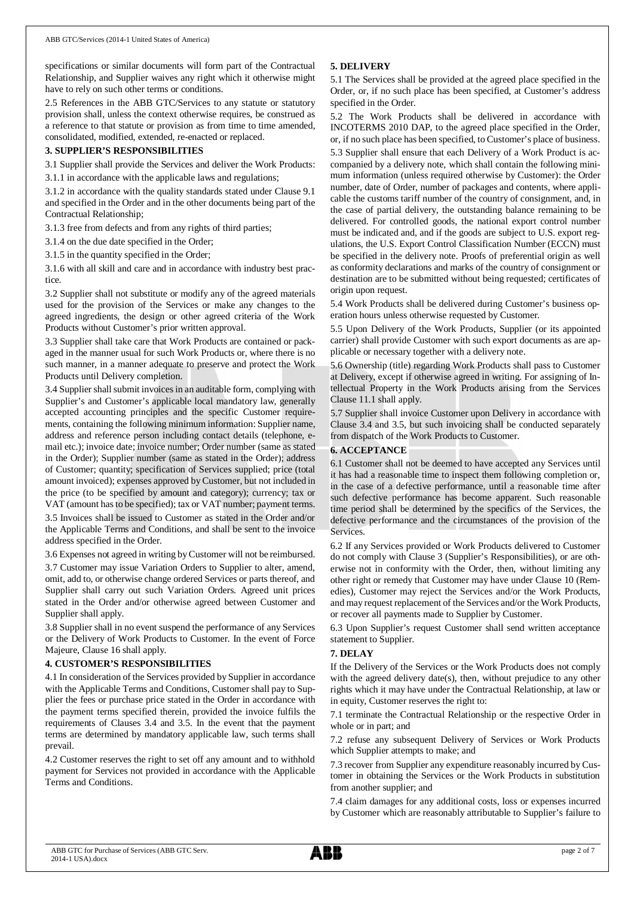specifications or similar documents will form part of the Contractual Relationship, and Supplier waives any right which it otherwise might have to rely on such other terms or conditions.

2.5 References in the ABB GTC/Services to any statute or statutory provision shall, unless the context otherwise requires, be construed as a reference to that statute or provision as from time to time amended, consolidated, modified, extended, re-enacted or replaced.

## 3. SUPPLIER'S RESPONSIBILITIES

3.1 Supplier shall provide the Services and deliver the Work Products:

3.1.1 in accordance with the applicable laws and regulations;

3.1.2 in accordance with the quality standards stated under Clause 9.1 and specified in the Order and in the other documents being part of the Contractual Relationship;

3.1.3 free from defects and from any rights of third parties;

3.1.4 on the due date specified in the Order;

3.1.5 in the quantity specified in the Order;

3.1.6 with all skill and care and in accordance with industry best practice.

3.2 Supplier shall not substitute or modify any of the agreed materials used for the provision of the Services or make any changes to the agreed ingredients, the design or other agreed criteria of the Work Products without Customer's prior written approval.

3.3 Supplier shall take care that Work Products are contained or packaged in the manner usual for such Work Products or, where there is no such manner, in a manner adequate to preserve and protect the Work Products until Delivery completion.

3.4 Supplier shall submit invoices in an auditable form, complying with Supplier's and Customer's applicable local mandatory law, generally accepted accounting principles and the specific Customer requirements, containing the following minimum information: Supplier name, address and reference person including contact details (telephone, e-mail etc.); invoice date; invoice number; Order number (same as stated in the Order); Supplier number (same as stated in the Order); address of Customer; quantity; specification of Services supplied; price (total amount invoiced); expenses approved by Customer, but not included in the price (to be specified by amount and category); currency; tax or VAT (amount has to be specified); tax or VAT number; payment terms.

3.5 Invoices shall be issued to Customer as stated in the Order and/or the Applicable Terms and Conditions, and shall be sent to the invoice address specified in the Order.

3.6 Expenses not agreed in writing by Customer will not be reimbursed.

3.7 Customer may issue Variation Orders to Supplier to alter, amend, omit, add to, or otherwise change ordered Services or parts thereof, and Supplier shall carry out such Variation Orders. Agreed unit prices stated in the Order and/or otherwise agreed between Customer and Supplier shall apply.

3.8 Supplier shall in no event suspend the performance of any Services or the Delivery of Work Products to Customer. In the event of Force Majeure, Clause 16 shall apply.

## 4. CUSTOMER'S RESPONSIBILITIES

4.1 In consideration of the Services provided by Supplier in accordance with the Applicable Terms and Conditions, Customer shall pay to Supplier the fees or purchase price stated in the Order in accordance with the payment terms specified therein, provided the invoice fulfils the requirements of Clauses 3.4 and 3.5. In the event that the payment terms are determined by mandatory applicable law, such terms shall prevail.

4.2 Customer reserves the right to set off any amount and to withhold payment for Services not provided in accordance with the Applicable Terms and Conditions.

## 5. DELIVERY

5.1 The Services shall be provided at the agreed place specified in the Order, or, if no such place has been specified, at Customer's address specified in the Order.

5.2 The Work Products shall be delivered in accordance with INCOTERMS 2010 DAP, to the agreed place specified in the Order, or, if no such place has been specified, to Customer's place of business.

5.3 Supplier shall ensure that each Delivery of a Work Product is accompanied by a delivery note, which shall contain the following minimum information (unless required otherwise by Customer): the Order number, date of Order, number of packages and contents, where applicable the customs tariff number of the country of consignment, and, in the case of partial delivery, the outstanding balance remaining to be delivered. For controlled goods, the national export control number must be indicated and, and if the goods are subject to U.S. export regulations, the U.S. Export Control Classification Number (ECCN) must be specified in the delivery note. Proofs of preferential origin as well as conformity declarations and marks of the country of consignment or destination are to be submitted without being requested; certificates of origin upon request.

5.4 Work Products shall be delivered during Customer's business operation hours unless otherwise requested by Customer.

5.5 Upon Delivery of the Work Products, Supplier (or its appointed carrier) shall provide Customer with such export documents as are applicable or necessary together with a delivery note.

5.6 Ownership (title) regarding Work Products shall pass to Customer at Delivery, except if otherwise agreed in writing. For assigning of Intellectual Property in the Work Products arising from the Services Clause 11.1 shall apply.

5.7 Supplier shall invoice Customer upon Delivery in accordance with Clause 3.4 and 3.5, but such invoicing shall be conducted separately from dispatch of the Work Products to Customer.

## 6. ACCEPTANCE

6.1 Customer shall not be deemed to have accepted any Services until it has had a reasonable time to inspect them following completion or, in the case of a defective performance, until a reasonable time after such defective performance has become apparent. Such reasonable time period shall be determined by the specifics of the Services, the defective performance and the circumstances of the provision of the Services.

6.2 If any Services provided or Work Products delivered to Customer do not comply with Clause 3 (Supplier's Responsibilities), or are otherwise not in conformity with the Order, then, without limiting any other right or remedy that Customer may have under Clause 10 (Remedies), Customer may reject the Services and/or the Work Products, and may request replacement of the Services and/or the Work Products, or recover all payments made to Supplier by Customer.

6.3 Upon Supplier's request Customer shall send written acceptance statement to Supplier.

## 7. DELAY

If the Delivery of the Services or the Work Products does not comply with the agreed delivery date(s), then, without prejudice to any other rights which it may have under the Contractual Relationship, at law or in equity, Customer reserves the right to:

7.1 terminate the Contractual Relationship or the respective Order in whole or in part; and

7.2 refuse any subsequent Delivery of Services or Work Products which Supplier attempts to make; and

7.3 recover from Supplier any expenditure reasonably incurred by Customer in obtaining the Services or the Work Products in substitution from another supplier; and

7.4 claim damages for any additional costs, loss or expenses incurred by Customer which are reasonably attributable to Supplier's failure to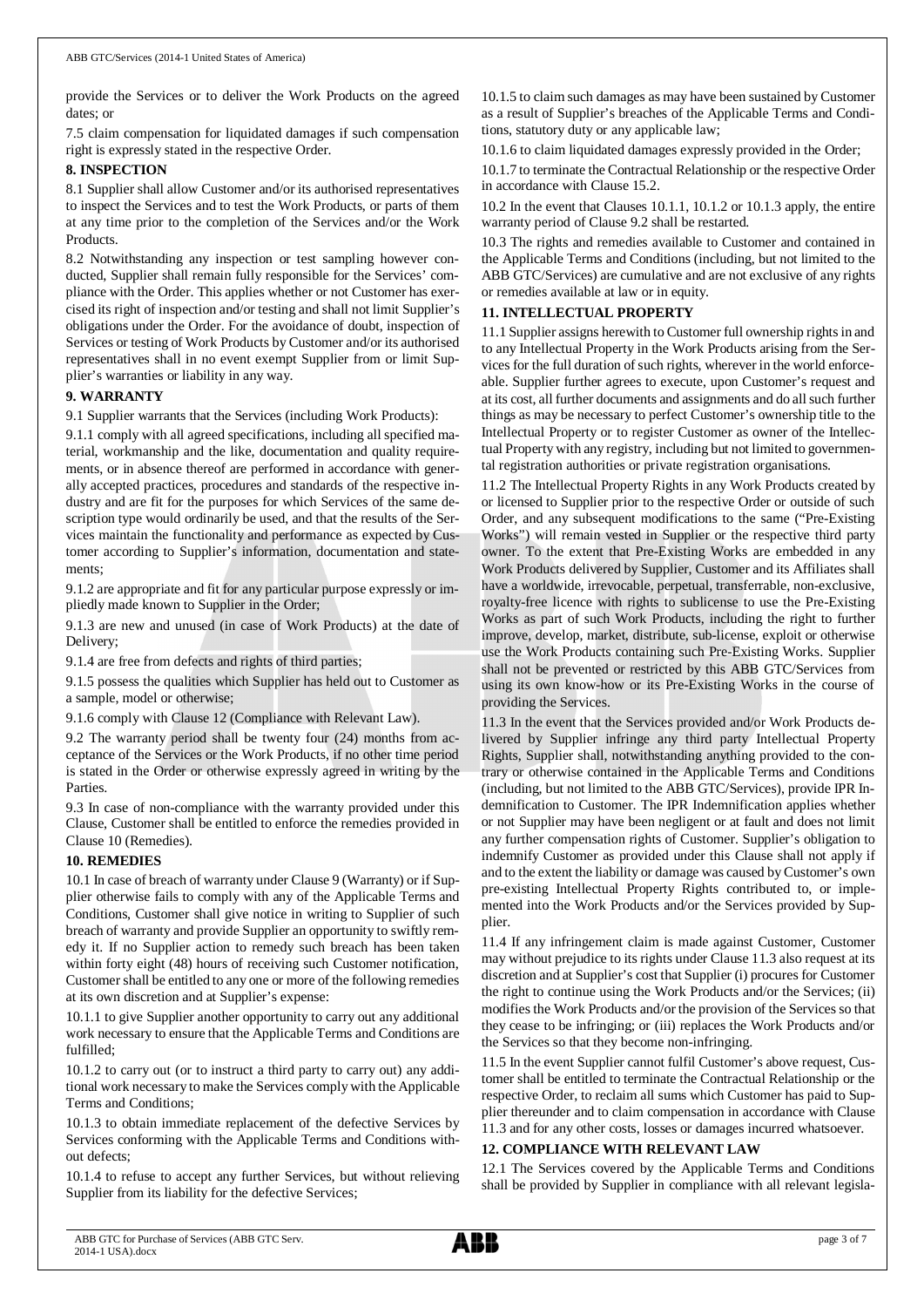provide the Services or to deliver the Work Products on the agreed dates; or

7.5 claim compensation for liquidated damages if such compensation right is expressly stated in the respective Order.

## 8. INSPECTION

8.1 Supplier shall allow Customer and/or its authorised representatives to inspect the Services and to test the Work Products, or parts of them at any time prior to the completion of the Services and/or the Work Products.

8.2 Notwithstanding any inspection or test sampling however conducted, Supplier shall remain fully responsible for the Services' compliance with the Order. This applies whether or not Customer has exercised its right of inspection and/or testing and shall not limit Supplier's obligations under the Order. For the avoidance of doubt, inspection of Services or testing of Work Products by Customer and/or its authorised representatives shall in no event exempt Supplier from or limit Supplier's warranties or liability in any way.

## 9. WARRANTY

9.1 Supplier warrants that the Services (including Work Products):

9.1.1 comply with all agreed specifications, including all specified material, workmanship and the like, documentation and quality requirements, or in absence thereof are performed in accordance with generally accepted practices, procedures and standards of the respective industry and are fit for the purposes for which Services of the same description type would ordinarily be used, and that the results of the Services maintain the functionality and performance as expected by Customer according to Supplier's information, documentation and statements;

9.1.2 are appropriate and fit for any particular purpose expressly or impliedly made known to Supplier in the Order;

9.1.3 are new and unused (in case of Work Products) at the date of Delivery;

9.1.4 are free from defects and rights of third parties;

9.1.5 possess the qualities which Supplier has held out to Customer as a sample, model or otherwise;

9.1.6 comply with Clause 12 (Compliance with Relevant Law).

9.2 The warranty period shall be twenty four (24) months from acceptance of the Services or the Work Products, if no other time period is stated in the Order or otherwise expressly agreed in writing by the Parties.

9.3 In case of non-compliance with the warranty provided under this Clause, Customer shall be entitled to enforce the remedies provided in Clause 10 (Remedies).

## 10. REMEDIES

10.1 In case of breach of warranty under Clause 9 (Warranty) or if Supplier otherwise fails to comply with any of the Applicable Terms and Conditions, Customer shall give notice in writing to Supplier of such breach of warranty and provide Supplier an opportunity to swiftly remedy it. If no Supplier action to remedy such breach has been taken within forty eight (48) hours of receiving such Customer notification, Customer shall be entitled to any one or more of the following remedies at its own discretion and at Supplier's expense:

10.1.1 to give Supplier another opportunity to carry out any additional work necessary to ensure that the Applicable Terms and Conditions are fulfilled;

10.1.2 to carry out (or to instruct a third party to carry out) any additional work necessary to make the Services comply with the Applicable Terms and Conditions;

10.1.3 to obtain immediate replacement of the defective Services by Services conforming with the Applicable Terms and Conditions without defects;

10.1.4 to refuse to accept any further Services, but without relieving Supplier from its liability for the defective Services;

10.1.5 to claim such damages as may have been sustained by Customer as a result of Supplier's breaches of the Applicable Terms and Conditions, statutory duty or any applicable law;

10.1.6 to claim liquidated damages expressly provided in the Order;

10.1.7 to terminate the Contractual Relationship or the respective Order in accordance with Clause 15.2.

10.2 In the event that Clauses 10.1.1, 10.1.2 or 10.1.3 apply, the entire warranty period of Clause 9.2 shall be restarted.

10.3 The rights and remedies available to Customer and contained in the Applicable Terms and Conditions (including, but not limited to the ABB GTC/Services) are cumulative and are not exclusive of any rights or remedies available at law or in equity.

## 11. INTELLECTUAL PROPERTY

11.1 Supplier assigns herewith to Customer full ownership rights in and to any Intellectual Property in the Work Products arising from the Services for the full duration of such rights, wherever in the world enforceable. Supplier further agrees to execute, upon Customer's request and at its cost, all further documents and assignments and do all such further things as may be necessary to perfect Customer's ownership title to the Intellectual Property or to register Customer as owner of the Intellectual Property with any registry, including but not limited to governmental registration authorities or private registration organisations.

11.2 The Intellectual Property Rights in any Work Products created by or licensed to Supplier prior to the respective Order or outside of such Order, and any subsequent modifications to the same ("Pre-Existing Works") will remain vested in Supplier or the respective third party owner. To the extent that Pre-Existing Works are embedded in any Work Products delivered by Supplier, Customer and its Affiliates shall have a worldwide, irrevocable, perpetual, transferrable, non-exclusive, royalty-free licence with rights to sublicense to use the Pre-Existing Works as part of such Work Products, including the right to further improve, develop, market, distribute, sub-license, exploit or otherwise use the Work Products containing such Pre-Existing Works. Supplier shall not be prevented or restricted by this ABB GTC/Services from using its own know-how or its Pre-Existing Works in the course of providing the Services.

11.3 In the event that the Services provided and/or Work Products delivered by Supplier infringe any third party Intellectual Property Rights, Supplier shall, notwithstanding anything provided to the contrary or otherwise contained in the Applicable Terms and Conditions (including, but not limited to the ABB GTC/Services), provide IPR Indemnification to Customer. The IPR Indemnification applies whether or not Supplier may have been negligent or at fault and does not limit any further compensation rights of Customer. Supplier's obligation to indemnify Customer as provided under this Clause shall not apply if and to the extent the liability or damage was caused by Customer's own pre-existing Intellectual Property Rights contributed to, or implemented into the Work Products and/or the Services provided by Supplier.

11.4 If any infringement claim is made against Customer, Customer may without prejudice to its rights under Clause 11.3 also request at its discretion and at Supplier's cost that Supplier (i) procures for Customer the right to continue using the Work Products and/or the Services; (ii) modifies the Work Products and/or the provision of the Services so that they cease to be infringing; or (iii) replaces the Work Products and/or the Services so that they become non-infringing.

11.5 In the event Supplier cannot fulfil Customer's above request, Customer shall be entitled to terminate the Contractual Relationship or the respective Order, to reclaim all sums which Customer has paid to Supplier thereunder and to claim compensation in accordance with Clause 11.3 and for any other costs, losses or damages incurred whatsoever.

## 12. COMPLIANCE WITH RELEVANT LAW

12.1 The Services covered by the Applicable Terms and Conditions shall be provided by Supplier in compliance with all relevant legisla-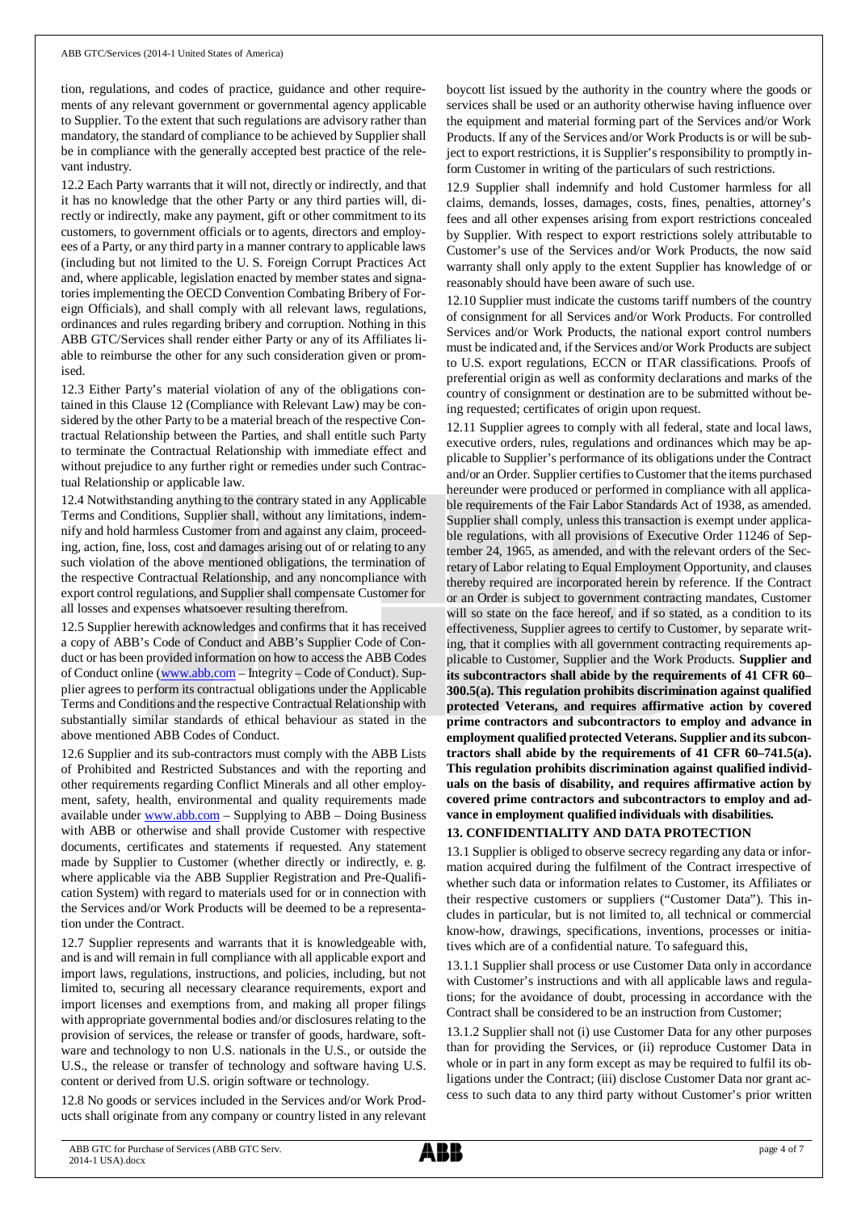tion, regulations, and codes of practice, guidance and other requirements of any relevant government or governmental agency applicable to Supplier. To the extent that such regulations are advisory rather than mandatory, the standard of compliance to be achieved by Supplier shall be in compliance with the generally accepted best practice of the relevant industry.

12.2 Each Party warrants that it will not, directly or indirectly, and that it has no knowledge that the other Party or any third parties will, directly or indirectly, make any payment, gift or other commitment to its customers, to government officials or to agents, directors and employees of a Party, or any third party in a manner contrary to applicable laws (including but not limited to the U. S. Foreign Corrupt Practices Act and, where applicable, legislation enacted by member states and signatories implementing the OECD Convention Combating Bribery of Foreign Officials), and shall comply with all relevant laws, regulations, ordinances and rules regarding bribery and corruption. Nothing in this ABB GTC/Services shall render either Party or any of its Affiliates liable to reimburse the other for any such consideration given or promised.

12.3 Either Party's material violation of any of the obligations contained in this Clause 12 (Compliance with Relevant Law) may be considered by the other Party to be a material breach of the respective Contractual Relationship between the Parties, and shall entitle such Party to terminate the Contractual Relationship with immediate effect and without prejudice to any further right or remedies under such Contractual Relationship or applicable law.

12.4 Notwithstanding anything to the contrary stated in any Applicable Terms and Conditions, Supplier shall, without any limitations, indemnify and hold harmless Customer from and against any claim, proceeding, action, fine, loss, cost and damages arising out of or relating to any such violation of the above mentioned obligations, the termination of the respective Contractual Relationship, and any noncompliance with export control regulations, and Supplier shall compensate Customer for all losses and expenses whatsoever resulting therefrom.

12.5 Supplier herewith acknowledges and confirms that it has received a copy of ABB's Code of Conduct and ABB's Supplier Code of Conduct or has been provided information on how to access the ABB Codes of Conduct online (www.abb.com – Integrity – Code of Conduct). Supplier agrees to perform its contractual obligations under the Applicable Terms and Conditions and the respective Contractual Relationship with substantially similar standards of ethical behaviour as stated in the above mentioned ABB Codes of Conduct.

12.6 Supplier and its sub-contractors must comply with the ABB Lists of Prohibited and Restricted Substances and with the reporting and other requirements regarding Conflict Minerals and all other employment, safety, health, environmental and quality requirements made available under www.abb.com – Supplying to ABB – Doing Business with ABB or otherwise and shall provide Customer with respective documents, certificates and statements if requested. Any statement made by Supplier to Customer (whether directly or indirectly, e. g. where applicable via the ABB Supplier Registration and Pre-Qualification System) with regard to materials used for or in connection with the Services and/or Work Products will be deemed to be a representation under the Contract.

12.7 Supplier represents and warrants that it is knowledgeable with, and is and will remain in full compliance with all applicable export and import laws, regulations, instructions, and policies, including, but not limited to, securing all necessary clearance requirements, export and import licenses and exemptions from, and making all proper filings with appropriate governmental bodies and/or disclosures relating to the provision of services, the release or transfer of goods, hardware, software and technology to non U.S. nationals in the U.S., or outside the U.S., the release or transfer of technology and software having U.S. content or derived from U.S. origin software or technology.

12.8 No goods or services included in the Services and/or Work Products shall originate from any company or country listed in any relevant boycott list issued by the authority in the country where the goods or services shall be used or an authority otherwise having influence over the equipment and material forming part of the Services and/or Work Products. If any of the Services and/or Work Products is or will be subject to export restrictions, it is Supplier's responsibility to promptly inform Customer in writing of the particulars of such restrictions.

12.9 Supplier shall indemnify and hold Customer harmless for all claims, demands, losses, damages, costs, fines, penalties, attorney's fees and all other expenses arising from export restrictions concealed by Supplier. With respect to export restrictions solely attributable to Customer's use of the Services and/or Work Products, the now said warranty shall only apply to the extent Supplier has knowledge of or reasonably should have been aware of such use.

12.10 Supplier must indicate the customs tariff numbers of the country of consignment for all Services and/or Work Products. For controlled Services and/or Work Products, the national export control numbers must be indicated and, if the Services and/or Work Products are subject to U.S. export regulations, ECCN or ITAR classifications. Proofs of preferential origin as well as conformity declarations and marks of the country of consignment or destination are to be submitted without being requested; certificates of origin upon request.

12.11 Supplier agrees to comply with all federal, state and local laws, executive orders, rules, regulations and ordinances which may be applicable to Supplier's performance of its obligations under the Contract and/or an Order. Supplier certifies to Customer that the items purchased hereunder were produced or performed in compliance with all applicable requirements of the Fair Labor Standards Act of 1938, as amended. Supplier shall comply, unless this transaction is exempt under applicable regulations, with all provisions of Executive Order 11246 of September 24, 1965, as amended, and with the relevant orders of the Secretary of Labor relating to Equal Employment Opportunity, and clauses thereby required are incorporated herein by reference. If the Contract or an Order is subject to government contracting mandates, Customer will so state on the face hereof, and if so stated, as a condition to its effectiveness, Supplier agrees to certify to Customer, by separate writing, that it complies with all government contracting requirements applicable to Customer, Supplier and the Work Products. **Supplier and its subcontractors shall abide by the requirements of 41 CFR 60–300.5(a). This regulation prohibits discrimination against qualified protected Veterans, and requires affirmative action by covered prime contractors and subcontractors to employ and advance in employment qualified protected Veterans. Supplier and its subcontractors shall abide by the requirements of 41 CFR 60–741.5(a). This regulation prohibits discrimination against qualified individuals on the basis of disability, and requires affirmative action by covered prime contractors and subcontractors to employ and advance in employment qualified individuals with disabilities.**

## 13. CONFIDENTIALITY AND DATA PROTECTION

13.1 Supplier is obliged to observe secrecy regarding any data or information acquired during the fulfilment of the Contract irrespective of whether such data or information relates to Customer, its Affiliates or their respective customers or suppliers ("Customer Data"). This includes in particular, but is not limited to, all technical or commercial know-how, drawings, specifications, inventions, processes or initiatives which are of a confidential nature. To safeguard this,

13.1.1 Supplier shall process or use Customer Data only in accordance with Customer's instructions and with all applicable laws and regulations; for the avoidance of doubt, processing in accordance with the Contract shall be considered to be an instruction from Customer;

13.1.2 Supplier shall not (i) use Customer Data for any other purposes than for providing the Services, or (ii) reproduce Customer Data in whole or in part in any form except as may be required to fulfil its obligations under the Contract; (iii) disclose Customer Data nor grant access to such data to any third party without Customer's prior written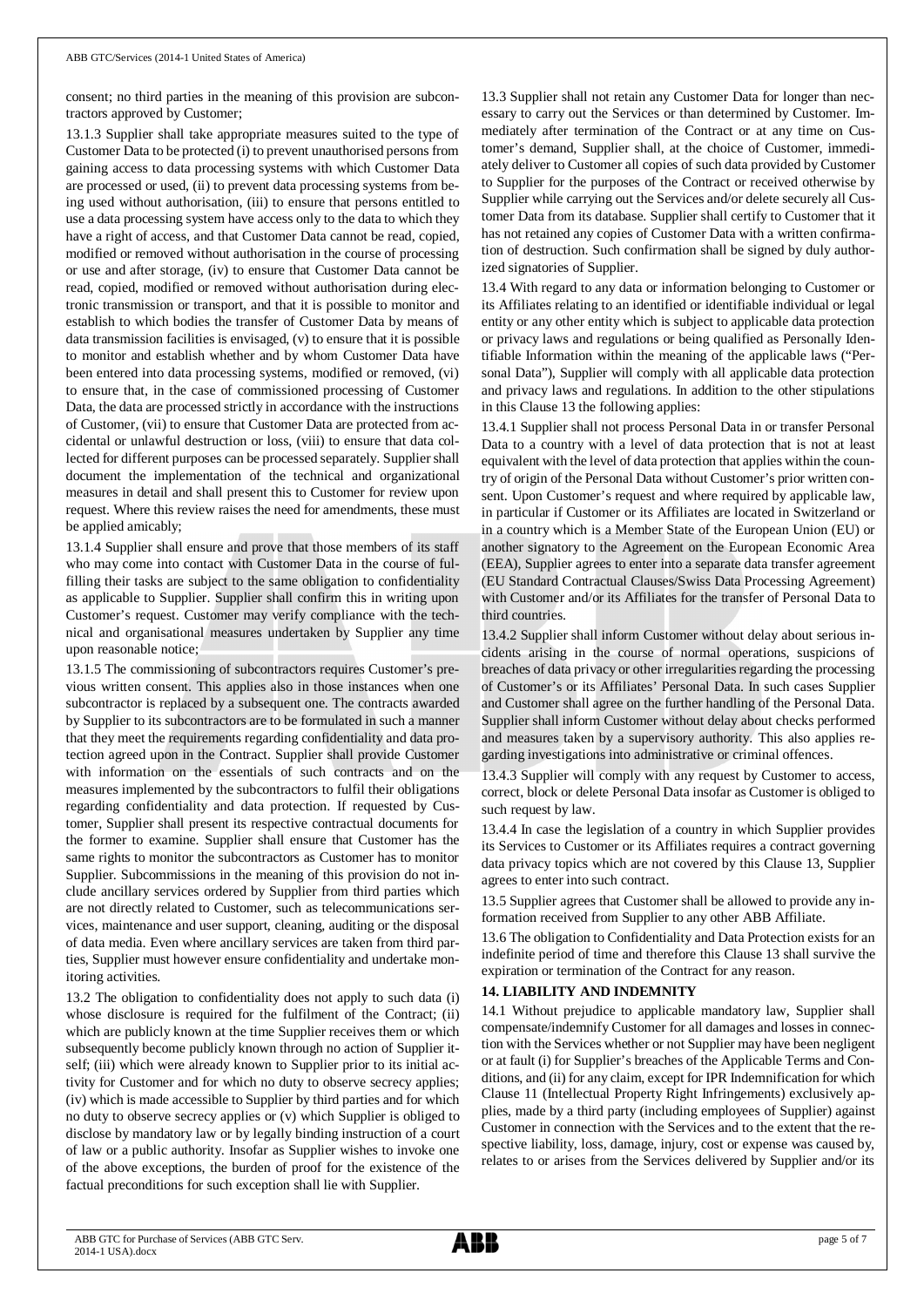consent; no third parties in the meaning of this provision are subcontractors approved by Customer;

13.1.3 Supplier shall take appropriate measures suited to the type of Customer Data to be protected (i) to prevent unauthorised persons from gaining access to data processing systems with which Customer Data are processed or used, (ii) to prevent data processing systems from being used without authorisation, (iii) to ensure that persons entitled to use a data processing system have access only to the data to which they have a right of access, and that Customer Data cannot be read, copied, modified or removed without authorisation in the course of processing or use and after storage, (iv) to ensure that Customer Data cannot be read, copied, modified or removed without authorisation during electronic transmission or transport, and that it is possible to monitor and establish to which bodies the transfer of Customer Data by means of data transmission facilities is envisaged, (v) to ensure that it is possible to monitor and establish whether and by whom Customer Data have been entered into data processing systems, modified or removed, (vi) to ensure that, in the case of commissioned processing of Customer Data, the data are processed strictly in accordance with the instructions of Customer, (vii) to ensure that Customer Data are protected from accidental or unlawful destruction or loss, (viii) to ensure that data collected for different purposes can be processed separately. Supplier shall document the implementation of the technical and organizational measures in detail and shall present this to Customer for review upon request. Where this review raises the need for amendments, these must be applied amicably;

13.1.4 Supplier shall ensure and prove that those members of its staff who may come into contact with Customer Data in the course of fulfilling their tasks are subject to the same obligation to confidentiality as applicable to Supplier. Supplier shall confirm this in writing upon Customer's request. Customer may verify compliance with the technical and organisational measures undertaken by Supplier any time upon reasonable notice;

13.1.5 The commissioning of subcontractors requires Customer's previous written consent. This applies also in those instances when one subcontractor is replaced by a subsequent one. The contracts awarded by Supplier to its subcontractors are to be formulated in such a manner that they meet the requirements regarding confidentiality and data protection agreed upon in the Contract. Supplier shall provide Customer with information on the essentials of such contracts and on the measures implemented by the subcontractors to fulfil their obligations regarding confidentiality and data protection. If requested by Customer, Supplier shall present its respective contractual documents for the former to examine. Supplier shall ensure that Customer has the same rights to monitor the subcontractors as Customer has to monitor Supplier. Subcommissions in the meaning of this provision do not include ancillary services ordered by Supplier from third parties which are not directly related to Customer, such as telecommunications services, maintenance and user support, cleaning, auditing or the disposal of data media. Even where ancillary services are taken from third parties, Supplier must however ensure confidentiality and undertake monitoring activities.

13.2 The obligation to confidentiality does not apply to such data (i) whose disclosure is required for the fulfilment of the Contract; (ii) which are publicly known at the time Supplier receives them or which subsequently become publicly known through no action of Supplier itself; (iii) which were already known to Supplier prior to its initial activity for Customer and for which no duty to observe secrecy applies; (iv) which is made accessible to Supplier by third parties and for which no duty to observe secrecy applies or (v) which Supplier is obliged to disclose by mandatory law or by legally binding instruction of a court of law or a public authority. Insofar as Supplier wishes to invoke one of the above exceptions, the burden of proof for the existence of the factual preconditions for such exception shall lie with Supplier.

13.3 Supplier shall not retain any Customer Data for longer than necessary to carry out the Services or than determined by Customer. Immediately after termination of the Contract or at any time on Customer's demand, Supplier shall, at the choice of Customer, immediately deliver to Customer all copies of such data provided by Customer to Supplier for the purposes of the Contract or received otherwise by Supplier while carrying out the Services and/or delete securely all Customer Data from its database. Supplier shall certify to Customer that it has not retained any copies of Customer Data with a written confirmation of destruction. Such confirmation shall be signed by duly authorized signatories of Supplier.

13.4 With regard to any data or information belonging to Customer or its Affiliates relating to an identified or identifiable individual or legal entity or any other entity which is subject to applicable data protection or privacy laws and regulations or being qualified as Personally Identifiable Information within the meaning of the applicable laws ("Personal Data"), Supplier will comply with all applicable data protection and privacy laws and regulations. In addition to the other stipulations in this Clause 13 the following applies:

13.4.1 Supplier shall not process Personal Data in or transfer Personal Data to a country with a level of data protection that is not at least equivalent with the level of data protection that applies within the country of origin of the Personal Data without Customer's prior written consent. Upon Customer's request and where required by applicable law, in particular if Customer or its Affiliates are located in Switzerland or in a country which is a Member State of the European Union (EU) or another signatory to the Agreement on the European Economic Area (EEA), Supplier agrees to enter into a separate data transfer agreement (EU Standard Contractual Clauses/Swiss Data Processing Agreement) with Customer and/or its Affiliates for the transfer of Personal Data to third countries.

13.4.2 Supplier shall inform Customer without delay about serious incidents arising in the course of normal operations, suspicions of breaches of data privacy or other irregularities regarding the processing of Customer's or its Affiliates' Personal Data. In such cases Supplier and Customer shall agree on the further handling of the Personal Data. Supplier shall inform Customer without delay about checks performed and measures taken by a supervisory authority. This also applies regarding investigations into administrative or criminal offences.

13.4.3 Supplier will comply with any request by Customer to access, correct, block or delete Personal Data insofar as Customer is obliged to such request by law.

13.4.4 In case the legislation of a country in which Supplier provides its Services to Customer or its Affiliates requires a contract governing data privacy topics which are not covered by this Clause 13, Supplier agrees to enter into such contract.

13.5 Supplier agrees that Customer shall be allowed to provide any information received from Supplier to any other ABB Affiliate.

13.6 The obligation to Confidentiality and Data Protection exists for an indefinite period of time and therefore this Clause 13 shall survive the expiration or termination of the Contract for any reason.

## 14. LIABILITY AND INDEMNITY

14.1 Without prejudice to applicable mandatory law, Supplier shall compensate/indemnify Customer for all damages and losses in connection with the Services whether or not Supplier may have been negligent or at fault (i) for Supplier's breaches of the Applicable Terms and Conditions, and (ii) for any claim, except for IPR Indemnification for which Clause 11 (Intellectual Property Right Infringements) exclusively applies, made by a third party (including employees of Supplier) against Customer in connection with the Services and to the extent that the respective liability, loss, damage, injury, cost or expense was caused by, relates to or arises from the Services delivered by Supplier and/or its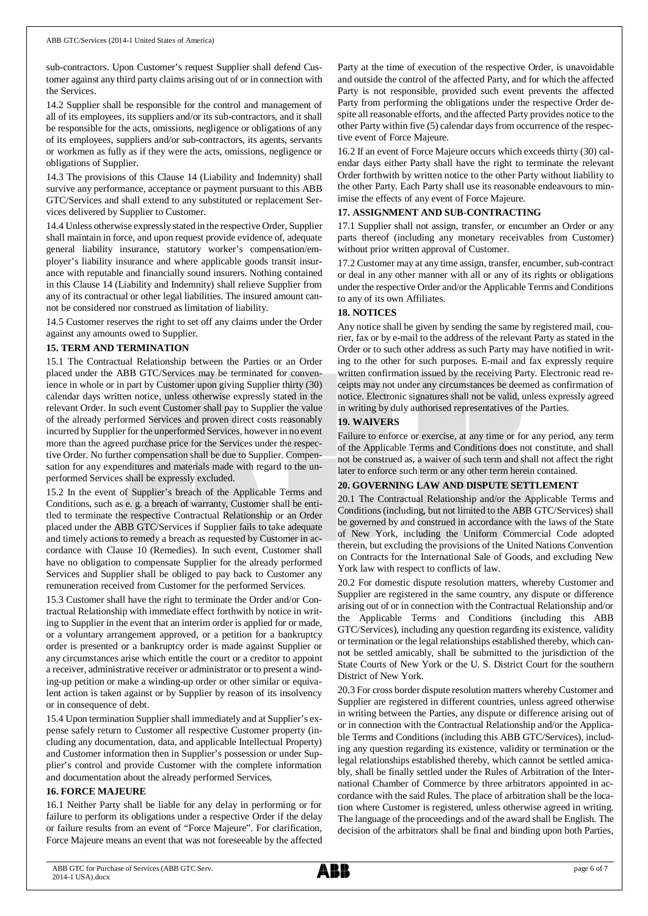sub-contractors. Upon Customer's request Supplier shall defend Customer against any third party claims arising out of or in connection with the Services.

14.2 Supplier shall be responsible for the control and management of all of its employees, its suppliers and/or its sub-contractors, and it shall be responsible for the acts, omissions, negligence or obligations of any of its employees, suppliers and/or sub-contractors, its agents, servants or workmen as fully as if they were the acts, omissions, negligence or obligations of Supplier.

14.3 The provisions of this Clause 14 (Liability and Indemnity) shall survive any performance, acceptance or payment pursuant to this ABB GTC/Services and shall extend to any substituted or replacement Services delivered by Supplier to Customer.

14.4 Unless otherwise expressly stated in the respective Order, Supplier shall maintain in force, and upon request provide evidence of, adequate general liability insurance, statutory worker's compensation/employer's liability insurance and where applicable goods transit insurance with reputable and financially sound insurers. Nothing contained in this Clause 14 (Liability and Indemnity) shall relieve Supplier from any of its contractual or other legal liabilities. The insured amount cannot be considered nor construed as limitation of liability.

14.5 Customer reserves the right to set off any claims under the Order against any amounts owed to Supplier.

**15. TERM AND TERMINATION**

15.1 The Contractual Relationship between the Parties or an Order placed under the ABB GTC/Services may be terminated for convenience in whole or in part by Customer upon giving Supplier thirty (30) calendar days written notice, unless otherwise expressly stated in the relevant Order. In such event Customer shall pay to Supplier the value of the already performed Services and proven direct costs reasonably incurred by Supplier for the unperformed Services, however in no event more than the agreed purchase price for the Services under the respective Order. No further compensation shall be due to Supplier. Compensation for any expenditures and materials made with regard to the unperformed Services shall be expressly excluded.

15.2 In the event of Supplier's breach of the Applicable Terms and Conditions, such as e. g. a breach of warranty, Customer shall be entitled to terminate the respective Contractual Relationship or an Order placed under the ABB GTC/Services if Supplier fails to take adequate and timely actions to remedy a breach as requested by Customer in accordance with Clause 10 (Remedies). In such event, Customer shall have no obligation to compensate Supplier for the already performed Services and Supplier shall be obliged to pay back to Customer any remuneration received from Customer for the performed Services.

15.3 Customer shall have the right to terminate the Order and/or Contractual Relationship with immediate effect forthwith by notice in writing to Supplier in the event that an interim order is applied for or made, or a voluntary arrangement approved, or a petition for a bankruptcy order is presented or a bankruptcy order is made against Supplier or any circumstances arise which entitle the court or a creditor to appoint a receiver, administrative receiver or administrator or to present a winding-up petition or make a winding-up order or other similar or equivalent action is taken against or by Supplier by reason of its insolvency or in consequence of debt.

15.4 Upon termination Supplier shall immediately and at Supplier's expense safely return to Customer all respective Customer property (including any documentation, data, and applicable Intellectual Property) and Customer information then in Supplier's possession or under Supplier's control and provide Customer with the complete information and documentation about the already performed Services.

**16. FORCE MAJEURE**

16.1 Neither Party shall be liable for any delay in performing or for failure to perform its obligations under a respective Order if the delay or failure results from an event of "Force Majeure". For clarification, Force Majeure means an event that was not foreseeable by the affected Party at the time of execution of the respective Order, is unavoidable and outside the control of the affected Party, and for which the affected Party is not responsible, provided such event prevents the affected Party from performing the obligations under the respective Order despite all reasonable efforts, and the affected Party provides notice to the other Party within five (5) calendar days from occurrence of the respective event of Force Majeure.

16.2 If an event of Force Majeure occurs which exceeds thirty (30) calendar days either Party shall have the right to terminate the relevant Order forthwith by written notice to the other Party without liability to the other Party. Each Party shall use its reasonable endeavours to minimise the effects of any event of Force Majeure.

**17. ASSIGNMENT AND SUB-CONTRACTING**

17.1 Supplier shall not assign, transfer, or encumber an Order or any parts thereof (including any monetary receivables from Customer) without prior written approval of Customer.

17.2 Customer may at any time assign, transfer, encumber, sub-contract or deal in any other manner with all or any of its rights or obligations under the respective Order and/or the Applicable Terms and Conditions to any of its own Affiliates.

**18. NOTICES**

Any notice shall be given by sending the same by registered mail, courier, fax or by e-mail to the address of the relevant Party as stated in the Order or to such other address as such Party may have notified in writing to the other for such purposes. E-mail and fax expressly require written confirmation issued by the receiving Party. Electronic read receipts may not under any circumstances be deemed as confirmation of notice. Electronic signatures shall not be valid, unless expressly agreed in writing by duly authorised representatives of the Parties.

**19. WAIVERS**

Failure to enforce or exercise, at any time or for any period, any term of the Applicable Terms and Conditions does not constitute, and shall not be construed as, a waiver of such term and shall not affect the right later to enforce such term or any other term herein contained.

**20. GOVERNING LAW AND DISPUTE SETTLEMENT**

20.1 The Contractual Relationship and/or the Applicable Terms and Conditions (including, but not limited to the ABB GTC/Services) shall be governed by and construed in accordance with the laws of the State of New York, including the Uniform Commercial Code adopted therein, but excluding the provisions of the United Nations Convention on Contracts for the International Sale of Goods, and excluding New York law with respect to conflicts of law.

20.2 For domestic dispute resolution matters, whereby Customer and Supplier are registered in the same country, any dispute or difference arising out of or in connection with the Contractual Relationship and/or the Applicable Terms and Conditions (including this ABB GTC/Services), including any question regarding its existence, validity or termination or the legal relationships established thereby, which cannot be settled amicably, shall be submitted to the jurisdiction of the State Courts of New York or the U. S. District Court for the southern District of New York.

20.3 For cross border dispute resolution matters whereby Customer and Supplier are registered in different countries, unless agreed otherwise in writing between the Parties, any dispute or difference arising out of or in connection with the Contractual Relationship and/or the Applicable Terms and Conditions (including this ABB GTC/Services), including any question regarding its existence, validity or termination or the legal relationships established thereby, which cannot be settled amicably, shall be finally settled under the Rules of Arbitration of the International Chamber of Commerce by three arbitrators appointed in accordance with the said Rules. The place of arbitration shall be the location where Customer is registered, unless otherwise agreed in writing. The language of the proceedings and of the award shall be English. The decision of the arbitrators shall be final and binding upon both Parties,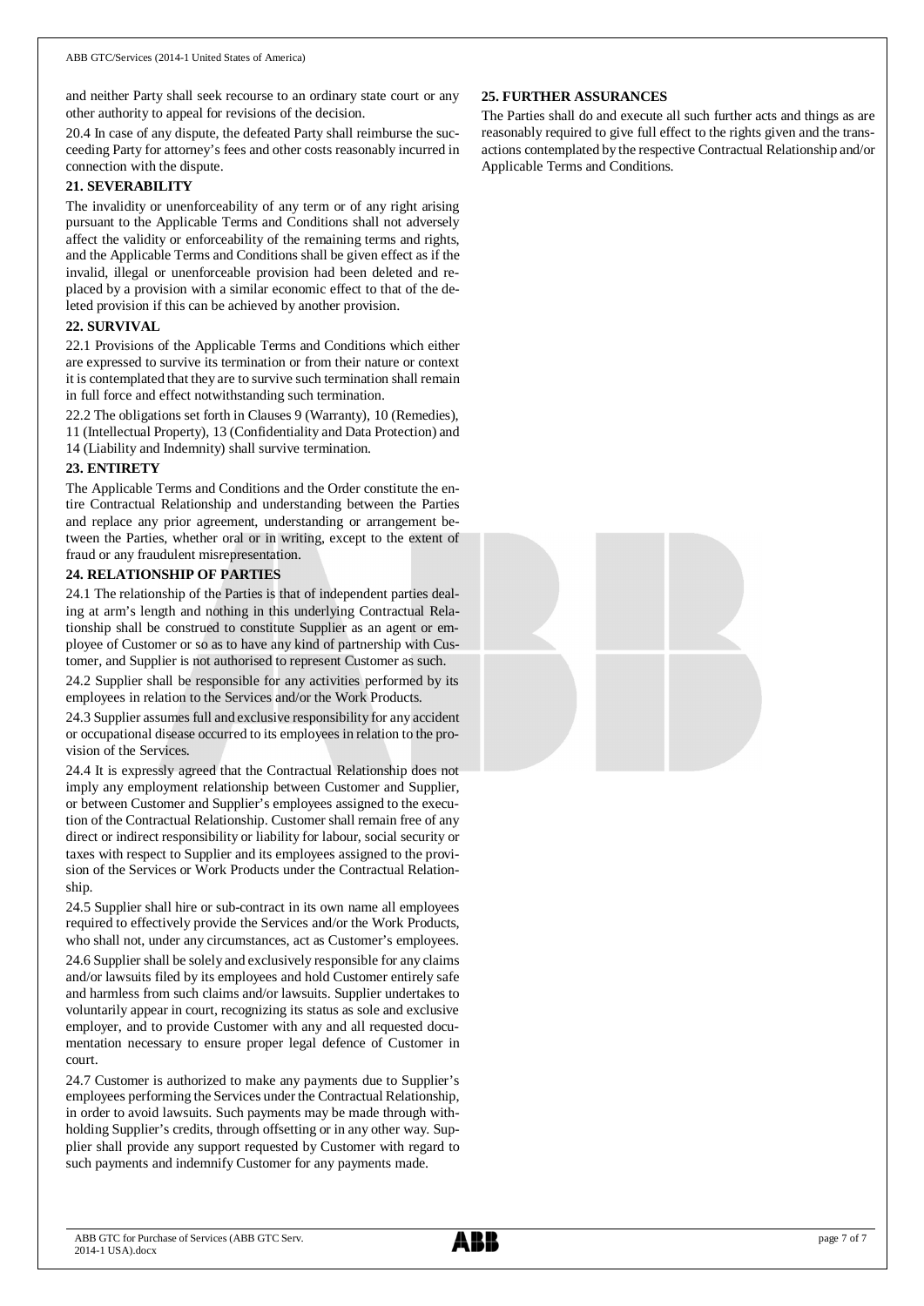and neither Party shall seek recourse to an ordinary state court or any other authority to appeal for revisions of the decision.

20.4 In case of any dispute, the defeated Party shall reimburse the succeeding Party for attorney's fees and other costs reasonably incurred in connection with the dispute.

**21. SEVERABILITY**

The invalidity or unenforceability of any term or of any right arising pursuant to the Applicable Terms and Conditions shall not adversely affect the validity or enforceability of the remaining terms and rights, and the Applicable Terms and Conditions shall be given effect as if the invalid, illegal or unenforceable provision had been deleted and replaced by a provision with a similar economic effect to that of the deleted provision if this can be achieved by another provision.

**22. SURVIVAL**

22.1 Provisions of the Applicable Terms and Conditions which either are expressed to survive its termination or from their nature or context it is contemplated that they are to survive such termination shall remain in full force and effect notwithstanding such termination.

22.2 The obligations set forth in Clauses 9 (Warranty), 10 (Remedies), 11 (Intellectual Property), 13 (Confidentiality and Data Protection) and 14 (Liability and Indemnity) shall survive termination.

**23. ENTIRETY**

The Applicable Terms and Conditions and the Order constitute the entire Contractual Relationship and understanding between the Parties and replace any prior agreement, understanding or arrangement between the Parties, whether oral or in writing, except to the extent of fraud or any fraudulent misrepresentation.

**24. RELATIONSHIP OF PARTIES**

24.1 The relationship of the Parties is that of independent parties dealing at arm's length and nothing in this underlying Contractual Relationship shall be construed to constitute Supplier as an agent or employee of Customer or so as to have any kind of partnership with Customer, and Supplier is not authorised to represent Customer as such.

24.2 Supplier shall be responsible for any activities performed by its employees in relation to the Services and/or the Work Products.

24.3 Supplier assumes full and exclusive responsibility for any accident or occupational disease occurred to its employees in relation to the provision of the Services.

24.4 It is expressly agreed that the Contractual Relationship does not imply any employment relationship between Customer and Supplier, or between Customer and Supplier's employees assigned to the execution of the Contractual Relationship. Customer shall remain free of any direct or indirect responsibility or liability for labour, social security or taxes with respect to Supplier and its employees assigned to the provision of the Services or Work Products under the Contractual Relationship.

24.5 Supplier shall hire or sub-contract in its own name all employees required to effectively provide the Services and/or the Work Products, who shall not, under any circumstances, act as Customer's employees.

24.6 Supplier shall be solely and exclusively responsible for any claims and/or lawsuits filed by its employees and hold Customer entirely safe and harmless from such claims and/or lawsuits. Supplier undertakes to voluntarily appear in court, recognizing its status as sole and exclusive employer, and to provide Customer with any and all requested documentation necessary to ensure proper legal defence of Customer in court.

24.7 Customer is authorized to make any payments due to Supplier's employees performing the Services under the Contractual Relationship, in order to avoid lawsuits. Such payments may be made through withholding Supplier's credits, through offsetting or in any other way. Supplier shall provide any support requested by Customer with regard to such payments and indemnify Customer for any payments made.

**25. FURTHER ASSURANCES**

The Parties shall do and execute all such further acts and things as are reasonably required to give full effect to the rights given and the transactions contemplated by the respective Contractual Relationship and/or Applicable Terms and Conditions.